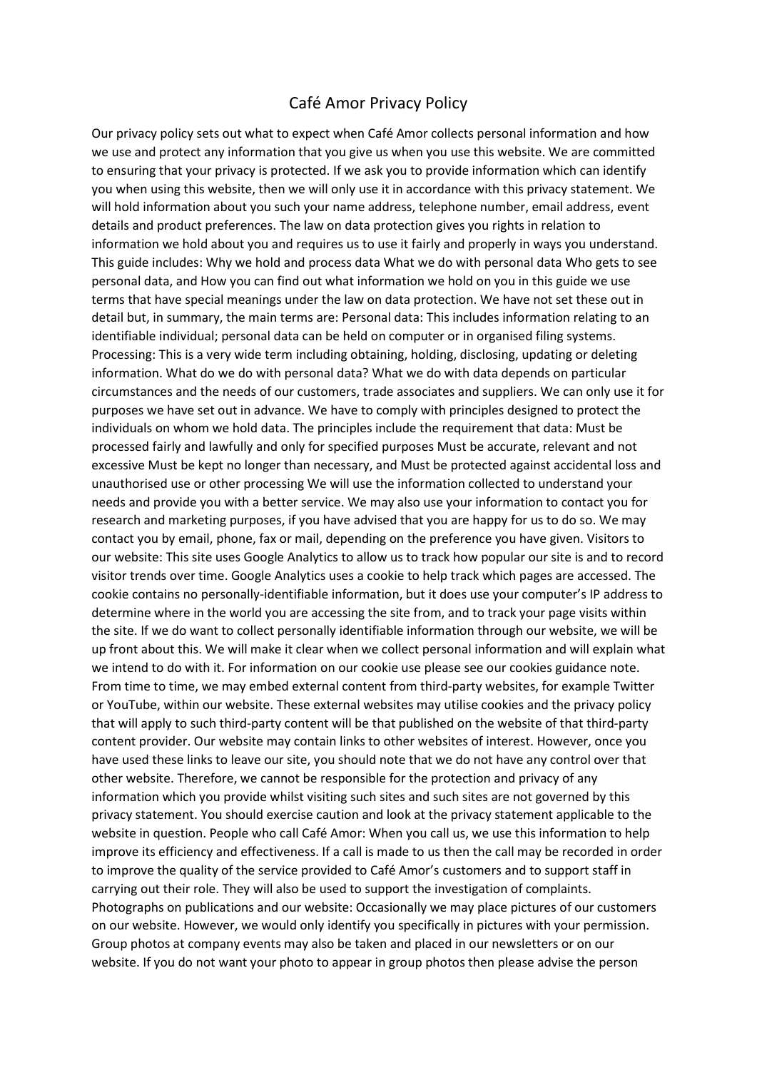# Café Amor Privacy Policy

Our privacy policy sets out what to expect when Café Amor collects personal information and how we use and protect any information that you give us when you use this website. We are committed to ensuring that your privacy is protected. If we ask you to provide information which can identify you when using this website, then we will only use it in accordance with this privacy statement. We will hold information about you such your name address, telephone number, email address, event details and product preferences. The law on data protection gives you rights in relation to information we hold about you and requires us to use it fairly and properly in ways you understand. This guide includes: Why we hold and process data What we do with personal data Who gets to see personal data, and How you can find out what information we hold on you in this guide we use terms that have special meanings under the law on data protection. We have not set these out in detail but, in summary, the main terms are: Personal data: This includes information relating to an identifiable individual; personal data can be held on computer or in organised filing systems. Processing: This is a very wide term including obtaining, holding, disclosing, updating or deleting information. What do we do with personal data? What we do with data depends on particular circumstances and the needs of our customers, trade associates and suppliers. We can only use it for purposes we have set out in advance. We have to comply with principles designed to protect the individuals on whom we hold data. The principles include the requirement that data: Must be processed fairly and lawfully and only for specified purposes Must be accurate, relevant and not excessive Must be kept no longer than necessary, and Must be protected against accidental loss and unauthorised use or other processing We will use the information collected to understand your needs and provide you with a better service. We may also use your information to contact you for research and marketing purposes, if you have advised that you are happy for us to do so. We may contact you by email, phone, fax or mail, depending on the preference you have given. Visitors to our website: This site uses Google Analytics to allow us to track how popular our site is and to record visitor trends over time. Google Analytics uses a cookie to help track which pages are accessed. The cookie contains no personally-identifiable information, but it does use your computer's IP address to determine where in the world you are accessing the site from, and to track your page visits within the site. If we do want to collect personally identifiable information through our website, we will be up front about this. We will make it clear when we collect personal information and will explain what we intend to do with it. For information on our cookie use please see our cookies guidance note. From time to time, we may embed external content from third-party websites, for example Twitter or YouTube, within our website. These external websites may utilise cookies and the privacy policy that will apply to such third-party content will be that published on the website of that third-party content provider. Our website may contain links to other websites of interest. However, once you have used these links to leave our site, you should note that we do not have any control over that other website. Therefore, we cannot be responsible for the protection and privacy of any information which you provide whilst visiting such sites and such sites are not governed by this privacy statement. You should exercise caution and look at the privacy statement applicable to the website in question. People who call Café Amor: When you call us, we use this information to help improve its efficiency and effectiveness. If a call is made to us then the call may be recorded in order to improve the quality of the service provided to Café Amor's customers and to support staff in carrying out their role. They will also be used to support the investigation of complaints. Photographs on publications and our website: Occasionally we may place pictures of our customers on our website. However, we would only identify you specifically in pictures with your permission. Group photos at company events may also be taken and placed in our newsletters or on our website. If you do not want your photo to appear in group photos then please advise the person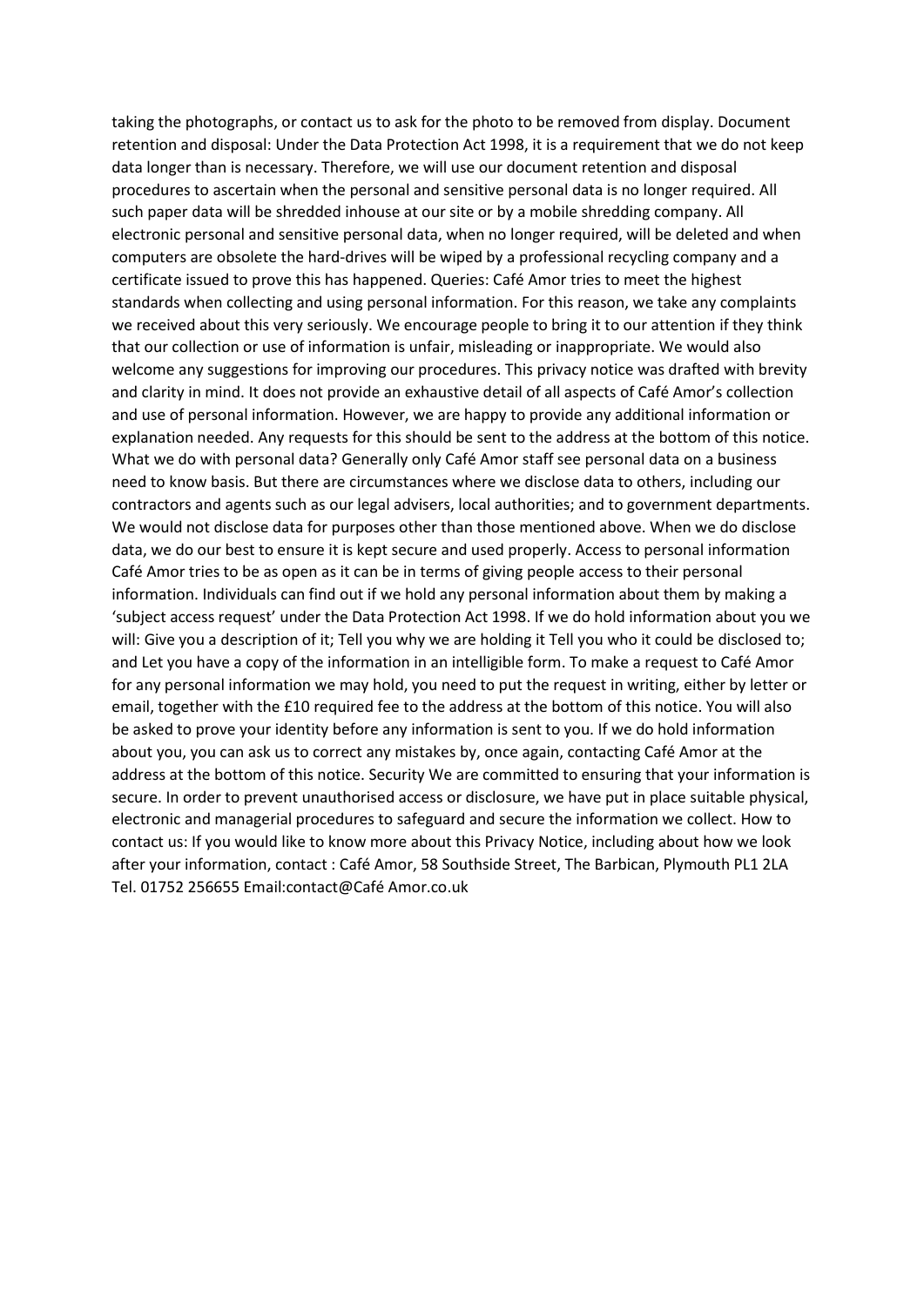taking the photographs, or contact us to ask for the photo to be removed from display. Document retention and disposal: Under the Data Protection Act 1998, it is a requirement that we do not keep data longer than is necessary. Therefore, we will use our document retention and disposal procedures to ascertain when the personal and sensitive personal data is no longer required. All such paper data will be shredded inhouse at our site or by a mobile shredding company. All electronic personal and sensitive personal data, when no longer required, will be deleted and when computers are obsolete the hard-drives will be wiped by a professional recycling company and a certificate issued to prove this has happened. Queries: Café Amor tries to meet the highest standards when collecting and using personal information. For this reason, we take any complaints we received about this very seriously. We encourage people to bring it to our attention if they think that our collection or use of information is unfair, misleading or inappropriate. We would also welcome any suggestions for improving our procedures. This privacy notice was drafted with brevity and clarity in mind. It does not provide an exhaustive detail of all aspects of Café Amor's collection and use of personal information. However, we are happy to provide any additional information or explanation needed. Any requests for this should be sent to the address at the bottom of this notice. What we do with personal data? Generally only Café Amor staff see personal data on a business need to know basis. But there are circumstances where we disclose data to others, including our contractors and agents such as our legal advisers, local authorities; and to government departments. We would not disclose data for purposes other than those mentioned above. When we do disclose data, we do our best to ensure it is kept secure and used properly. Access to personal information Café Amor tries to be as open as it can be in terms of giving people access to their personal information. Individuals can find out if we hold any personal information about them by making a 'subject access request' under the Data Protection Act 1998. If we do hold information about you we will: Give you a description of it; Tell you why we are holding it Tell you who it could be disclosed to; and Let you have a copy of the information in an intelligible form. To make a request to Café Amor for any personal information we may hold, you need to put the request in writing, either by letter or email, together with the £10 required fee to the address at the bottom of this notice. You will also be asked to prove your identity before any information is sent to you. If we do hold information about you, you can ask us to correct any mistakes by, once again, contacting Café Amor at the address at the bottom of this notice. Security We are committed to ensuring that your information is secure. In order to prevent unauthorised access or disclosure, we have put in place suitable physical, electronic and managerial procedures to safeguard and secure the information we collect. How to contact us: If you would like to know more about this Privacy Notice, including about how we look after your information, contact : Café Amor, 58 Southside Street, The Barbican, Plymouth PL1 2LA Tel. 01752 256655 Email:contact@Café Amor.co.uk